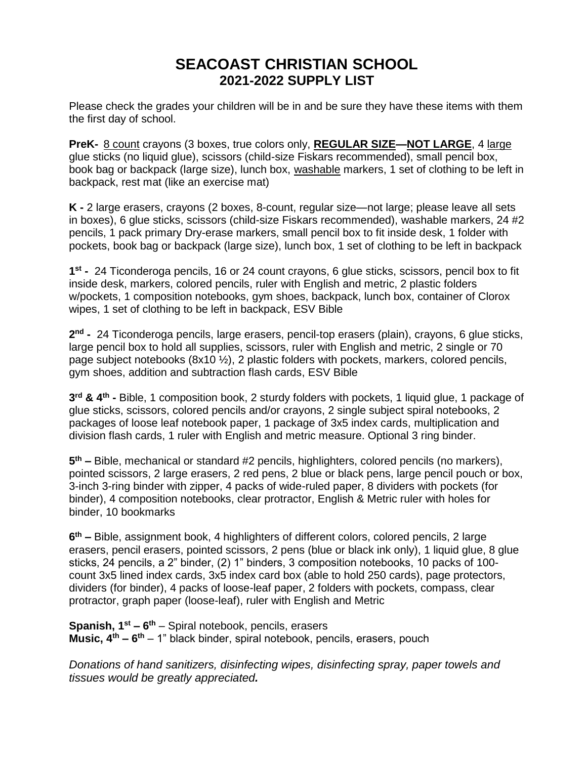# SEACOAST CHRISTIAN SCHOOL
## 2021-2022 SUPPLY LIST

Please check the grades your children will be in and be sure they have these items with them the first day of school.

**PreK-** 8 count crayons (3 boxes, true colors only, **REGULAR SIZE—NOT LARGE**, 4 large glue sticks (no liquid glue), scissors (child-size Fiskars recommended), small pencil box, book bag or backpack (large size), lunch box, washable markers, 1 set of clothing to be left in backpack, rest mat (like an exercise mat)

**K -** 2 large erasers, crayons (2 boxes, 8-count, regular size—not large; please leave all sets in boxes), 6 glue sticks, scissors (child-size Fiskars recommended), washable markers, 24 #2 pencils, 1 pack primary Dry-erase markers, small pencil box to fit inside desk, 1 folder with pockets, book bag or backpack (large size), lunch box, 1 set of clothing to be left in backpack

**1st -** 24 Ticonderoga pencils, 16 or 24 count crayons, 6 glue sticks, scissors, pencil box to fit inside desk, markers, colored pencils, ruler with English and metric, 2 plastic folders w/pockets, 1 composition notebooks, gym shoes, backpack, lunch box, container of Clorox wipes, 1 set of clothing to be left in backpack, ESV Bible

**2nd -** 24 Ticonderoga pencils, large erasers, pencil-top erasers (plain), crayons, 6 glue sticks, large pencil box to hold all supplies, scissors, ruler with English and metric, 2 single or 70 page subject notebooks (8x10 ½), 2 plastic folders with pockets, markers, colored pencils, gym shoes, addition and subtraction flash cards, ESV Bible

**3rd & 4th -** Bible, 1 composition book, 2 sturdy folders with pockets, 1 liquid glue, 1 package of glue sticks, scissors, colored pencils and/or crayons, 2 single subject spiral notebooks, 2 packages of loose leaf notebook paper, 1 package of 3x5 index cards, multiplication and division flash cards, 1 ruler with English and metric measure. Optional 3 ring binder.

**5th –** Bible, mechanical or standard #2 pencils, highlighters, colored pencils (no markers), pointed scissors, 2 large erasers, 2 red pens, 2 blue or black pens, large pencil pouch or box, 3-inch 3-ring binder with zipper, 4 packs of wide-ruled paper, 8 dividers with pockets (for binder), 4 composition notebooks, clear protractor, English & Metric ruler with holes for binder, 10 bookmarks

**6th –** Bible, assignment book, 4 highlighters of different colors, colored pencils, 2 large erasers, pencil erasers, pointed scissors, 2 pens (blue or black ink only), 1 liquid glue, 8 glue sticks, 24 pencils, a 2" binder, (2) 1" binders, 3 composition notebooks, 10 packs of 100-count 3x5 lined index cards, 3x5 index card box (able to hold 250 cards), page protectors, dividers (for binder), 4 packs of loose-leaf paper, 2 folders with pockets, compass, clear protractor, graph paper (loose-leaf), ruler with English and Metric

**Spanish, 1st – 6th** – Spiral notebook, pencils, erasers
**Music, 4th – 6th** – 1" black binder, spiral notebook, pencils, erasers, pouch

*Donations of hand sanitizers, disinfecting wipes, disinfecting spray, paper towels and tissues would be greatly appreciated.*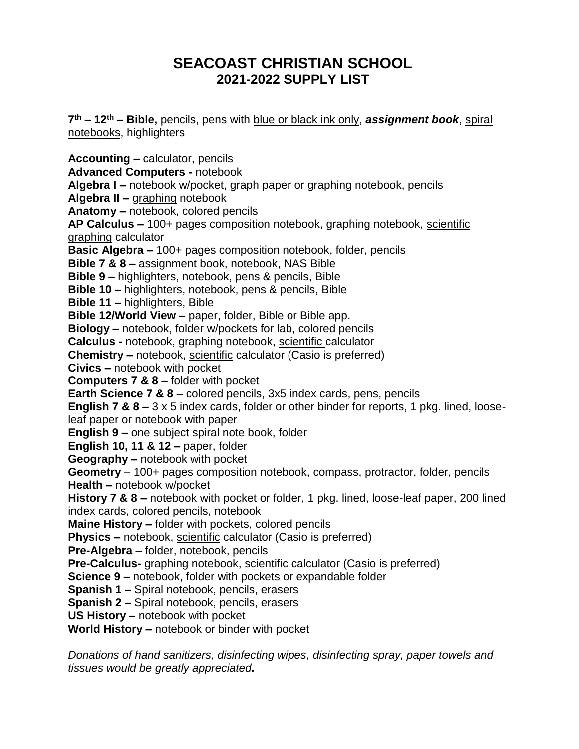# SEACOAST CHRISTIAN SCHOOL
## 2021-2022 SUPPLY LIST

**7th – 12th – Bible,** pencils, pens with <u>blue or black ink only</u>, ***assignment book***, <u>spiral notebooks</u>, highlighters

**Accounting –** calculator, pencils
**Advanced Computers -** notebook
**Algebra I –** notebook w/pocket, graph paper or graphing notebook, pencils
**Algebra II –** <u>graphing</u> notebook
**Anatomy –** notebook, colored pencils
**AP Calculus –** 100+ pages composition notebook, graphing notebook, <u>scientific graphing</u> calculator
**Basic Algebra –** 100+ pages composition notebook, folder, pencils
**Bible 7 & 8 –** assignment book, notebook, NAS Bible
**Bible 9 –** highlighters, notebook, pens & pencils, Bible
**Bible 10 –** highlighters, notebook, pens & pencils, Bible
**Bible 11 –** highlighters, Bible
**Bible 12/World View –** paper, folder, Bible or Bible app.
**Biology –** notebook, folder w/pockets for lab, colored pencils
**Calculus -** notebook, graphing notebook, <u>scientific</u> calculator
**Chemistry –** notebook, <u>scientific</u> calculator (Casio is preferred)
**Civics –** notebook with pocket
**Computers 7 & 8 –** folder with pocket
**Earth Science 7 & 8** – colored pencils, 3x5 index cards, pens, pencils
**English 7 & 8 –** 3 x 5 index cards, folder or other binder for reports, 1 pkg. lined, loose-leaf paper or notebook with paper
**English 9 –** one subject spiral note book, folder
**English 10, 11 & 12 –** paper, folder
**Geography –** notebook with pocket
**Geometry** – 100+ pages composition notebook, compass, protractor, folder, pencils
**Health –** notebook w/pocket
**History 7 & 8 –** notebook with pocket or folder, 1 pkg. lined, loose-leaf paper, 200 lined index cards, colored pencils, notebook
**Maine History –** folder with pockets, colored pencils
**Physics –** notebook, <u>scientific</u> calculator (Casio is preferred)
**Pre-Algebra** – folder, notebook, pencils
**Pre-Calculus-** graphing notebook, <u>scientific</u> calculator (Casio is preferred)
**Science 9 –** notebook, folder with pockets or expandable folder
**Spanish 1 –** Spiral notebook, pencils, erasers
**Spanish 2 –** Spiral notebook, pencils, erasers
**US History –** notebook with pocket
**World History –** notebook or binder with pocket

*Donations of hand sanitizers, disinfecting wipes, disinfecting spray, paper towels and tissues would be greatly appreciated.*